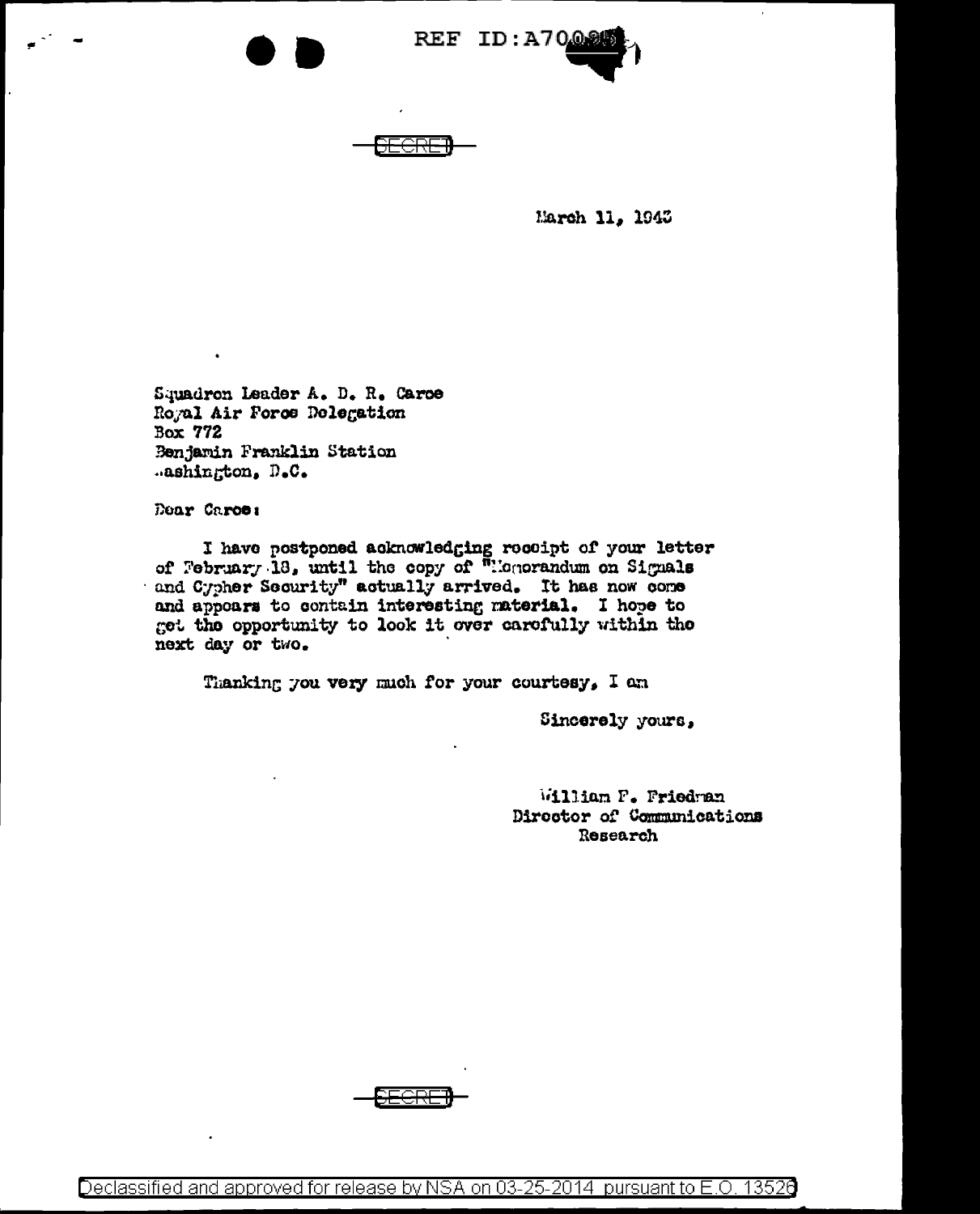REF ID:A70095

SECRET

March 11, 1943

Squadron Leader A. D. R. Caroe
Royal Air Force Delegation
Box 772
Benjamin Franklin Station
Washington, D.C.

Dear Caroe:

I have postponed acknowledging receipt of your letter of February 18, until the copy of "Memorandum on Signals and Cypher Security" actually arrived. It has now come and appears to contain interesting material. I hope to get the opportunity to look it over carefully within the next day or two.

Thanking you very much for your courtesy, I am

Sincerely yours,

William F. Friedman
Director of Communications
Research

SECRET

Declassified and approved for release by NSA on 03-25-2014 pursuant to E.O. 13526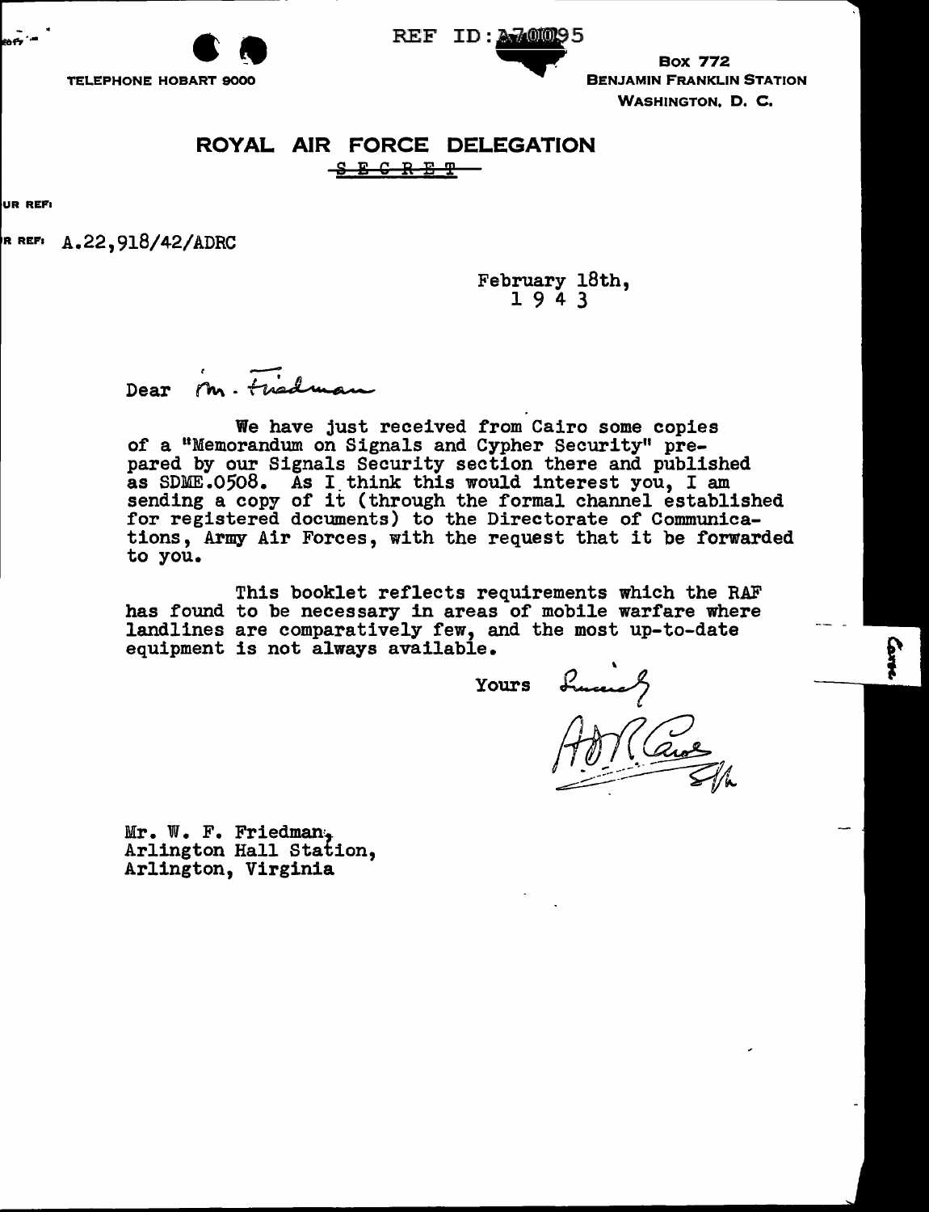REF ID:A70095

TELEPHONE HOBART 9000

Box 772
BENJAMIN FRANKLIN STATION
WASHINGTON, D. C.

# ROYAL AIR FORCE DELEGATION

~~SECRET~~

OUR REF:

YOUR REF: A.22,918/42/ADRC

February 18th,
1 9 4 3

Dear Mr. Friedman

We have just received from Cairo some copies of a "Memorandum on Signals and Cypher Security" prepared by our Signals Security section there and published as SDME.0508. As I think this would interest you, I am sending a copy of it (through the formal channel established for registered documents) to the Directorate of Communications, Army Air Forces, with the request that it be forwarded to you.

This booklet reflects requirements which the RAF has found to be necessary in areas of mobile warfare where landlines are comparatively few, and the most up-to-date equipment is not always available.

Yours Sincerely

A.D.R. Cave S/L

Mr. W. F. Friedman,
Arlington Hall Station,
Arlington, Virginia